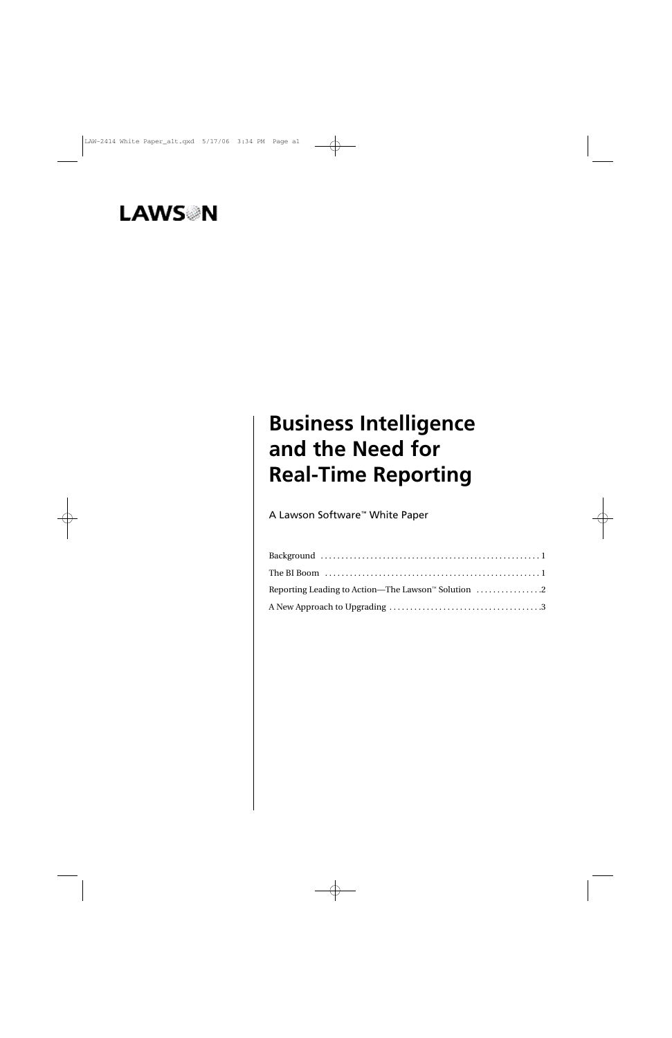LAWSON

# Business Intelligence and the Need for Real-Time Reporting

A Lawson Software™ White Paper

| | |
|---|---|
| Background | 1 |
| The BI Boom | 1 |
| Reporting Leading to Action—The Lawson™ Solution | 2 |
| A New Approach to Upgrading | 3 |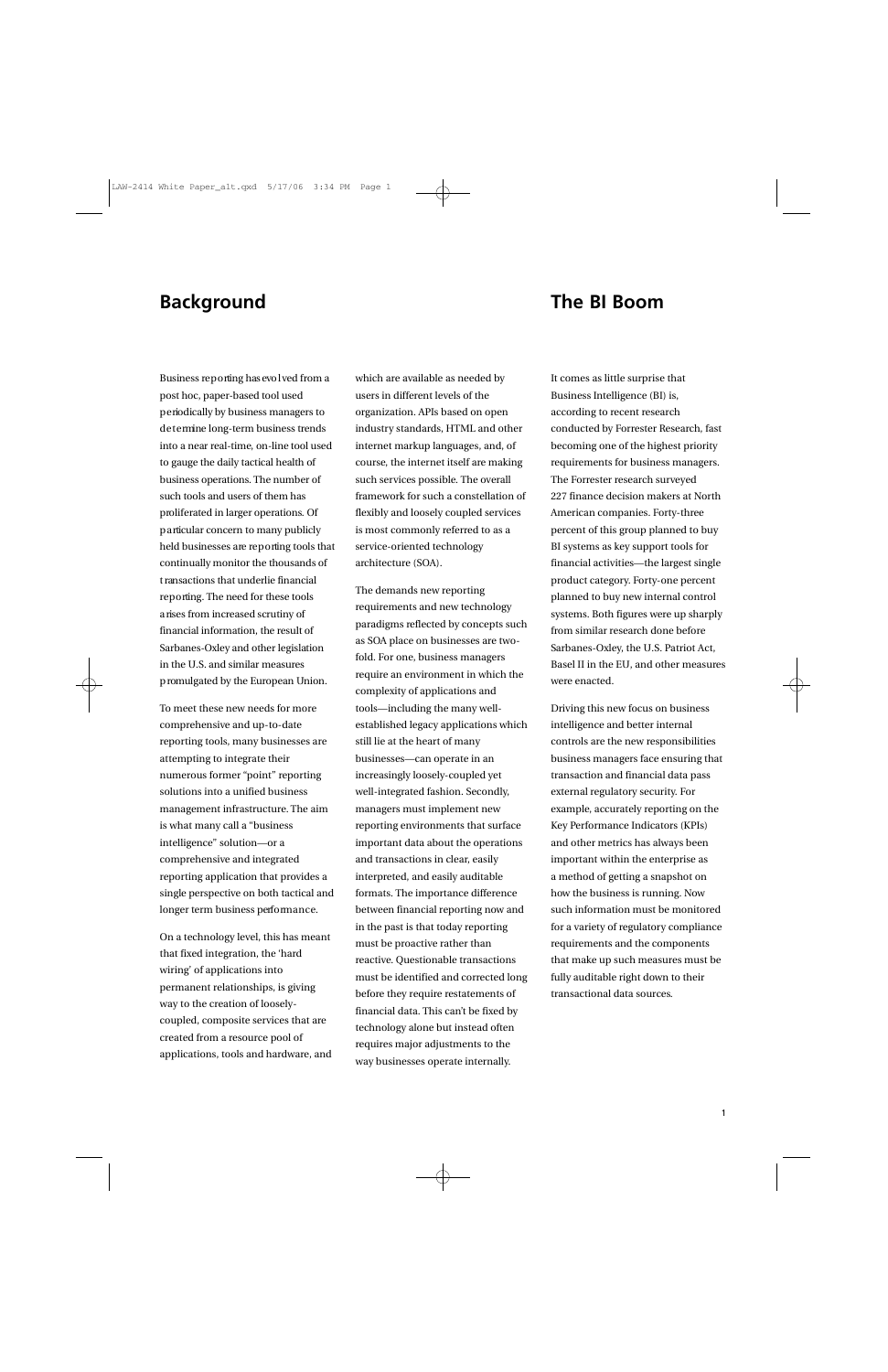## Background

Business reporting has evolved from a post hoc, paper-based tool used periodically by business managers to determine long-term business trends into a near real-time, on-line tool used to gauge the daily tactical health of business operations. The number of such tools and users of them has proliferated in larger operations. Of particular concern to many publicly held businesses are reporting tools that continually monitor the thousands of transactions that underlie financial reporting. The need for these tools arises from increased scrutiny of financial information, the result of Sarbanes-Oxley and other legislation in the U.S. and similar measures promulgated by the European Union.

To meet these new needs for more comprehensive and up-to-date reporting tools, many businesses are attempting to integrate their numerous former "point" reporting solutions into a unified business management infrastructure. The aim is what many call a "business intelligence" solution—or a comprehensive and integrated reporting application that provides a single perspective on both tactical and longer term business performance.

On a technology level, this has meant that fixed integration, the 'hard wiring' of applications into permanent relationships, is giving way to the creation of loosely-coupled, composite services that are created from a resource pool of applications, tools and hardware, and which are available as needed by users in different levels of the organization. APIs based on open industry standards, HTML and other internet markup languages, and, of course, the internet itself are making such services possible. The overall framework for such a constellation of flexibly and loosely coupled services is most commonly referred to as a service-oriented technology architecture (SOA).

The demands new reporting requirements and new technology paradigms reflected by concepts such as SOA place on businesses are two-fold. For one, business managers require an environment in which the complexity of applications and tools—including the many well-established legacy applications which still lie at the heart of many businesses—can operate in an increasingly loosely-coupled yet well-integrated fashion. Secondly, managers must implement new reporting environments that surface important data about the operations and transactions in clear, easily interpreted, and easily auditable formats. The importance difference between financial reporting now and in the past is that today reporting must be proactive rather than reactive. Questionable transactions must be identified and corrected long before they require restatements of financial data. This can't be fixed by technology alone but instead often requires major adjustments to the way businesses operate internally.

## The BI Boom

It comes as little surprise that Business Intelligence (BI) is, according to recent research conducted by Forrester Research, fast becoming one of the highest priority requirements for business managers. The Forrester research surveyed 227 finance decision makers at North American companies. Forty-three percent of this group planned to buy BI systems as key support tools for financial activities—the largest single product category. Forty-one percent planned to buy new internal control systems. Both figures were up sharply from similar research done before Sarbanes-Oxley, the U.S. Patriot Act, Basel II in the EU, and other measures were enacted.

Driving this new focus on business intelligence and better internal controls are the new responsibilities business managers face ensuring that transaction and financial data pass external regulatory security. For example, accurately reporting on the Key Performance Indicators (KPIs) and other metrics has always been important within the enterprise as a method of getting a snapshot on how the business is running. Now such information must be monitored for a variety of regulatory compliance requirements and the components that make up such measures must be fully auditable right down to their transactional data sources.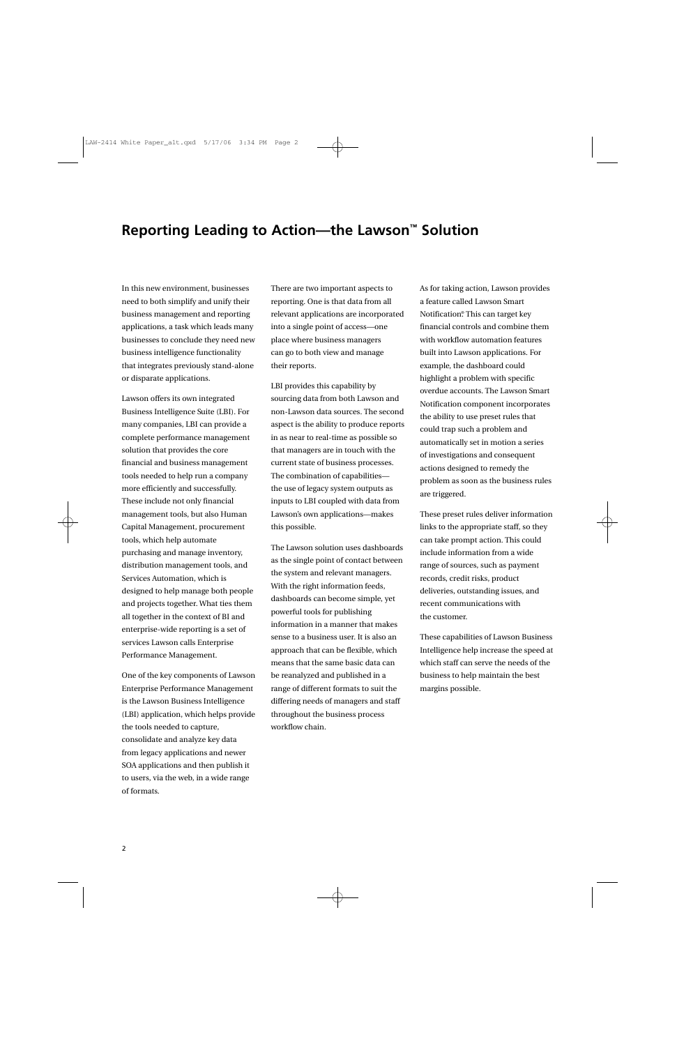# Reporting Leading to Action—the Lawson™ Solution

In this new environment, businesses need to both simplify and unify their business management and reporting applications, a task which leads many businesses to conclude they need new business intelligence functionality that integrates previously stand-alone or disparate applications.

Lawson offers its own integrated Business Intelligence Suite (LBI). For many companies, LBI can provide a complete performance management solution that provides the core financial and business management tools needed to help run a company more efficiently and successfully. These include not only financial management tools, but also Human Capital Management, procurement tools, which help automate purchasing and manage inventory, distribution management tools, and Services Automation, which is designed to help manage both people and projects together. What ties them all together in the context of BI and enterprise-wide reporting is a set of services Lawson calls Enterprise Performance Management.

One of the key components of Lawson Enterprise Performance Management is the Lawson Business Intelligence (LBI) application, which helps provide the tools needed to capture, consolidate and analyze key data from legacy applications and newer SOA applications and then publish it to users, via the web, in a wide range of formats.

There are two important aspects to reporting. One is that data from all relevant applications are incorporated into a single point of access—one place where business managers can go to both view and manage their reports.

LBI provides this capability by sourcing data from both Lawson and non-Lawson data sources. The second aspect is the ability to produce reports in as near to real-time as possible so that managers are in touch with the current state of business processes. The combination of capabilities—the use of legacy system outputs as inputs to LBI coupled with data from Lawson's own applications—makes this possible.

The Lawson solution uses dashboards as the single point of contact between the system and relevant managers. With the right information feeds, dashboards can become simple, yet powerful tools for publishing information in a manner that makes sense to a business user. It is also an approach that can be flexible, which means that the same basic data can be reanalyzed and published in a range of different formats to suit the differing needs of managers and staff throughout the business process workflow chain.

As for taking action, Lawson provides a feature called Lawson Smart Notification®. This can target key financial controls and combine them with workflow automation features built into Lawson applications. For example, the dashboard could highlight a problem with specific overdue accounts. The Lawson Smart Notification component incorporates the ability to use preset rules that could trap such a problem and automatically set in motion a series of investigations and consequent actions designed to remedy the problem as soon as the business rules are triggered.

These preset rules deliver information links to the appropriate staff, so they can take prompt action. This could include information from a wide range of sources, such as payment records, credit risks, product deliveries, outstanding issues, and recent communications with the customer.

These capabilities of Lawson Business Intelligence help increase the speed at which staff can serve the needs of the business to help maintain the best margins possible.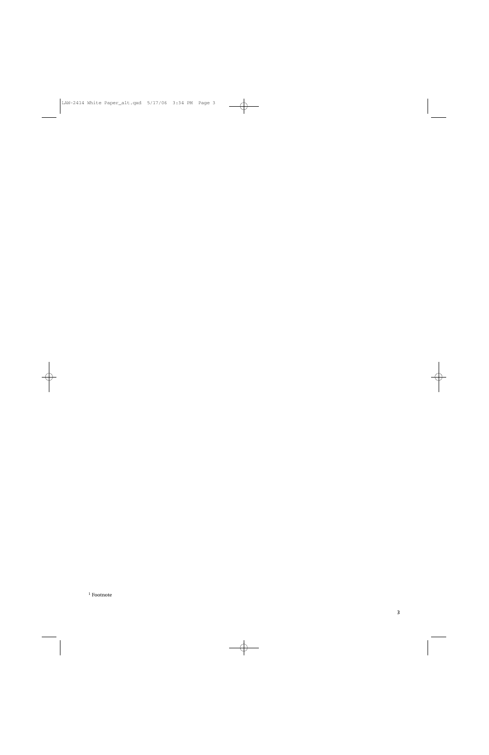[1] Footnote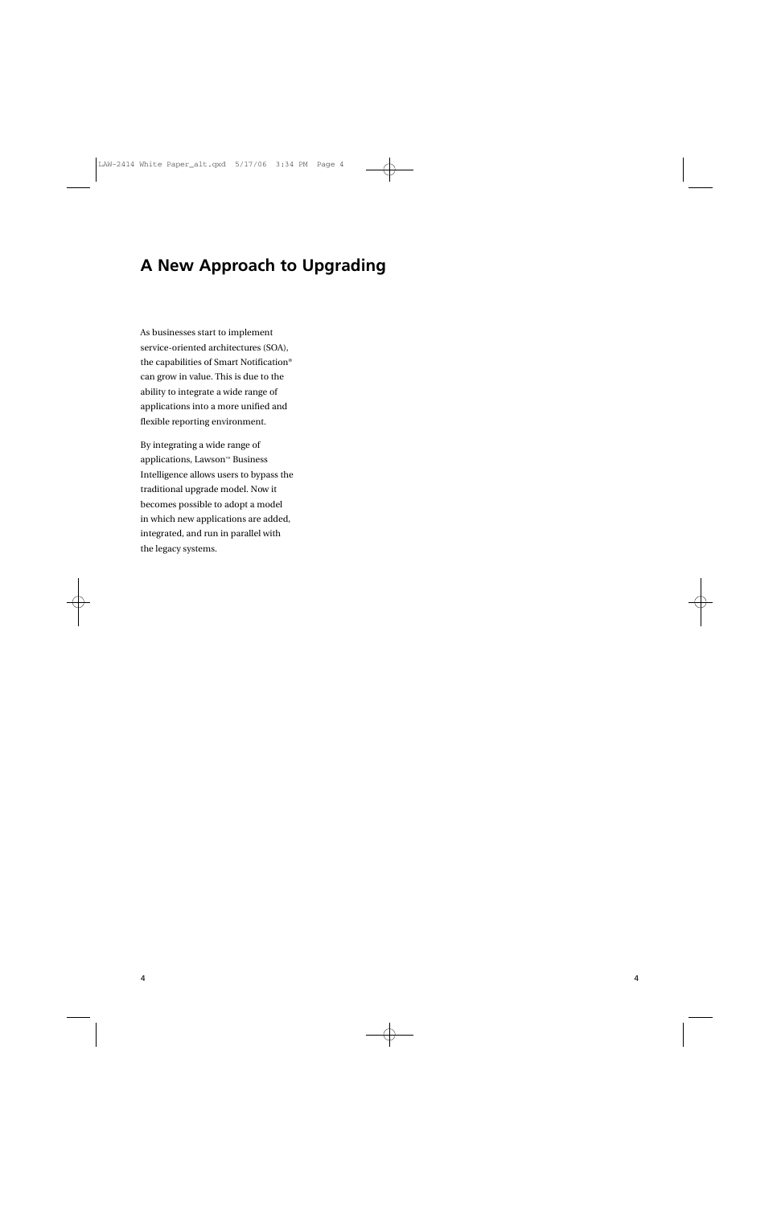# A New Approach to Upgrading

As businesses start to implement service-oriented architectures (SOA), the capabilities of Smart Notification® can grow in value. This is due to the ability to integrate a wide range of applications into a more unified and flexible reporting environment.

By integrating a wide range of applications, Lawson™ Business Intelligence allows users to bypass the traditional upgrade model. Now it becomes possible to adopt a model in which new applications are added, integrated, and run in parallel with the legacy systems.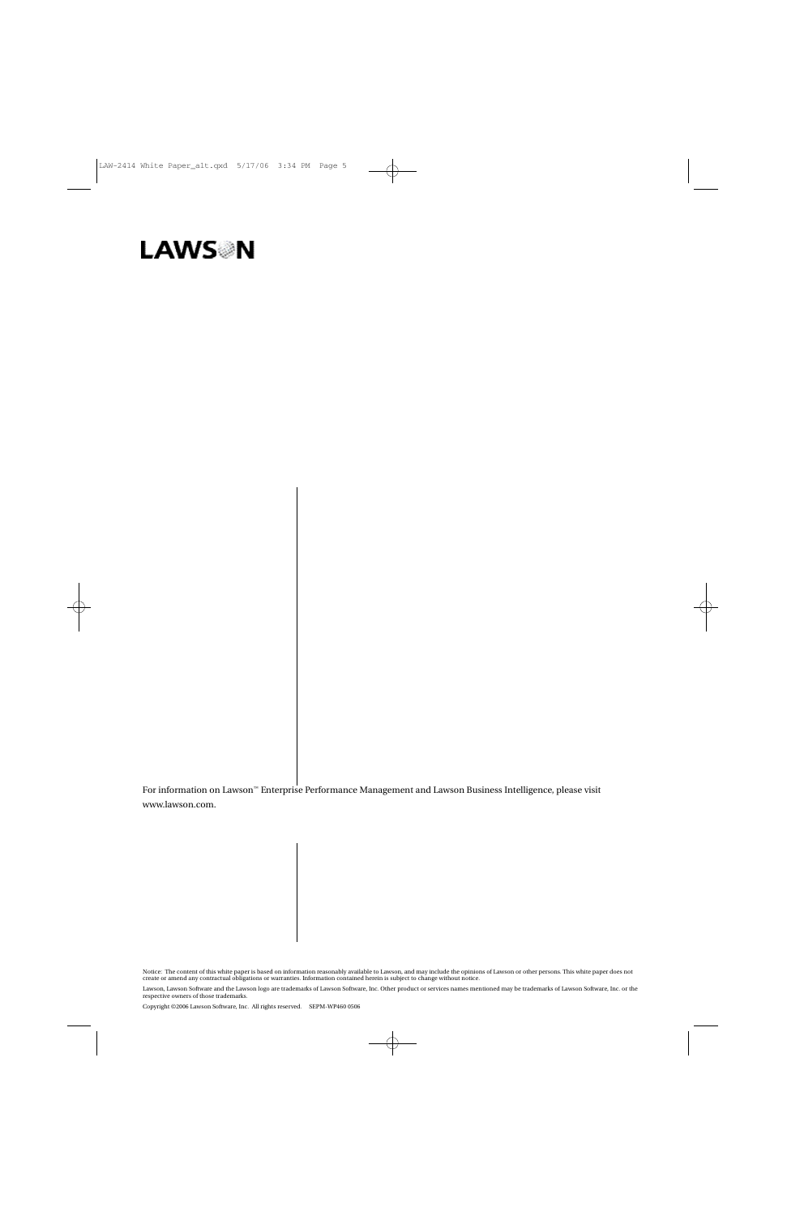LAWSON

For information on Lawson™ Enterprise Performance Management and Lawson Business Intelligence, please visit www.lawson.com.

Notice: The content of this white paper is based on information reasonably available to Lawson, and may include the opinions of Lawson or other persons. This white paper does not create or amend any contractual obligations or warranties. Information contained herein is subject to change without notice.

Lawson, Lawson Software and the Lawson logo are trademarks of Lawson Software, Inc. Other product or services names mentioned may be trademarks of Lawson Software, Inc. or the respective owners of those trademarks.

Copyright ©2006 Lawson Software, Inc. All rights reserved. SEPM-WP460 0506